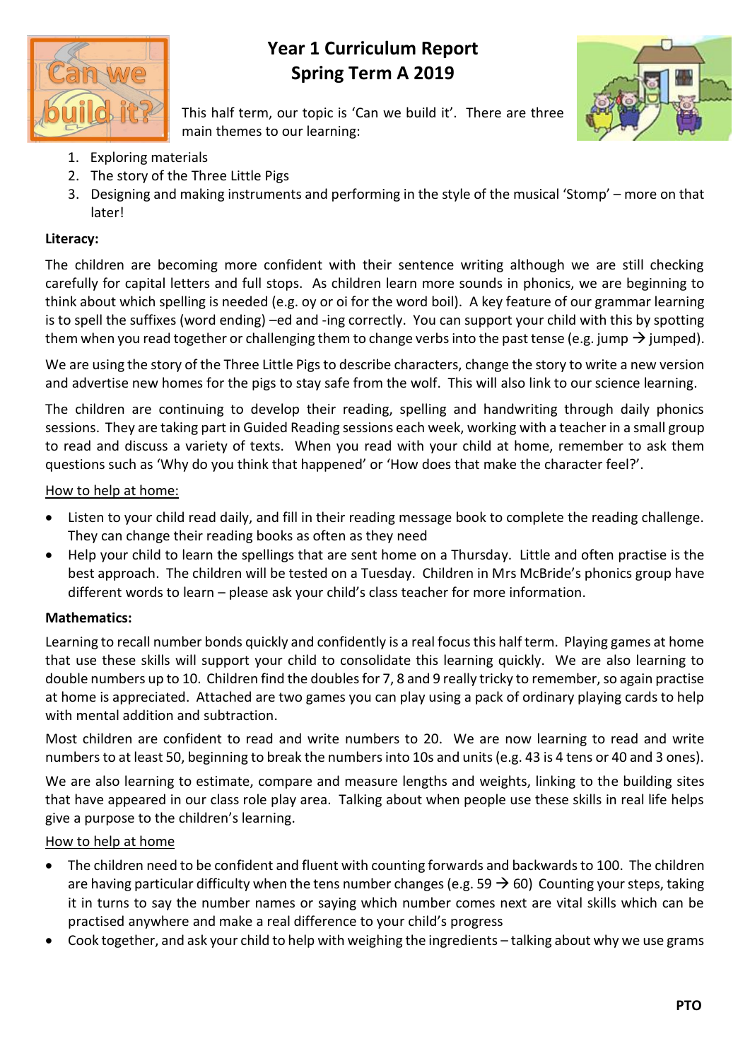# Year 1 Curriculum Report
## Spring Term A 2019

This half term, our topic is 'Can we build it'. There are three main themes to our learning:

1. Exploring materials
2. The story of the Three Little Pigs
3. Designing and making instruments and performing in the style of the musical 'Stomp' – more on that later!

**Literacy:**

The children are becoming more confident with their sentence writing although we are still checking carefully for capital letters and full stops. As children learn more sounds in phonics, we are beginning to think about which spelling is needed (e.g. oy or oi for the word boil). A key feature of our grammar learning is to spell the suffixes (word ending) –ed and -ing correctly. You can support your child with this by spotting them when you read together or challenging them to change verbs into the past tense (e.g. jump → jumped).

We are using the story of the Three Little Pigs to describe characters, change the story to write a new version and advertise new homes for the pigs to stay safe from the wolf. This will also link to our science learning.

The children are continuing to develop their reading, spelling and handwriting through daily phonics sessions. They are taking part in Guided Reading sessions each week, working with a teacher in a small group to read and discuss a variety of texts. When you read with your child at home, remember to ask them questions such as 'Why do you think that happened' or 'How does that make the character feel?'.

<u>How to help at home:</u>

- Listen to your child read daily, and fill in their reading message book to complete the reading challenge. They can change their reading books as often as they need
- Help your child to learn the spellings that are sent home on a Thursday. Little and often practise is the best approach. The children will be tested on a Tuesday. Children in Mrs McBride's phonics group have different words to learn – please ask your child's class teacher for more information.

**Mathematics:**

Learning to recall number bonds quickly and confidently is a real focus this half term. Playing games at home that use these skills will support your child to consolidate this learning quickly. We are also learning to double numbers up to 10. Children find the doubles for 7, 8 and 9 really tricky to remember, so again practise at home is appreciated. Attached are two games you can play using a pack of ordinary playing cards to help with mental addition and subtraction.

Most children are confident to read and write numbers to 20. We are now learning to read and write numbers to at least 50, beginning to break the numbers into 10s and units (e.g. 43 is 4 tens or 40 and 3 ones).

We are also learning to estimate, compare and measure lengths and weights, linking to the building sites that have appeared in our class role play area. Talking about when people use these skills in real life helps give a purpose to the children's learning.

<u>How to help at home</u>

- The children need to be confident and fluent with counting forwards and backwards to 100. The children are having particular difficulty when the tens number changes (e.g. 59 → 60) Counting your steps, taking it in turns to say the number names or saying which number comes next are vital skills which can be practised anywhere and make a real difference to your child's progress
- Cook together, and ask your child to help with weighing the ingredients – talking about why we use grams

**PTO**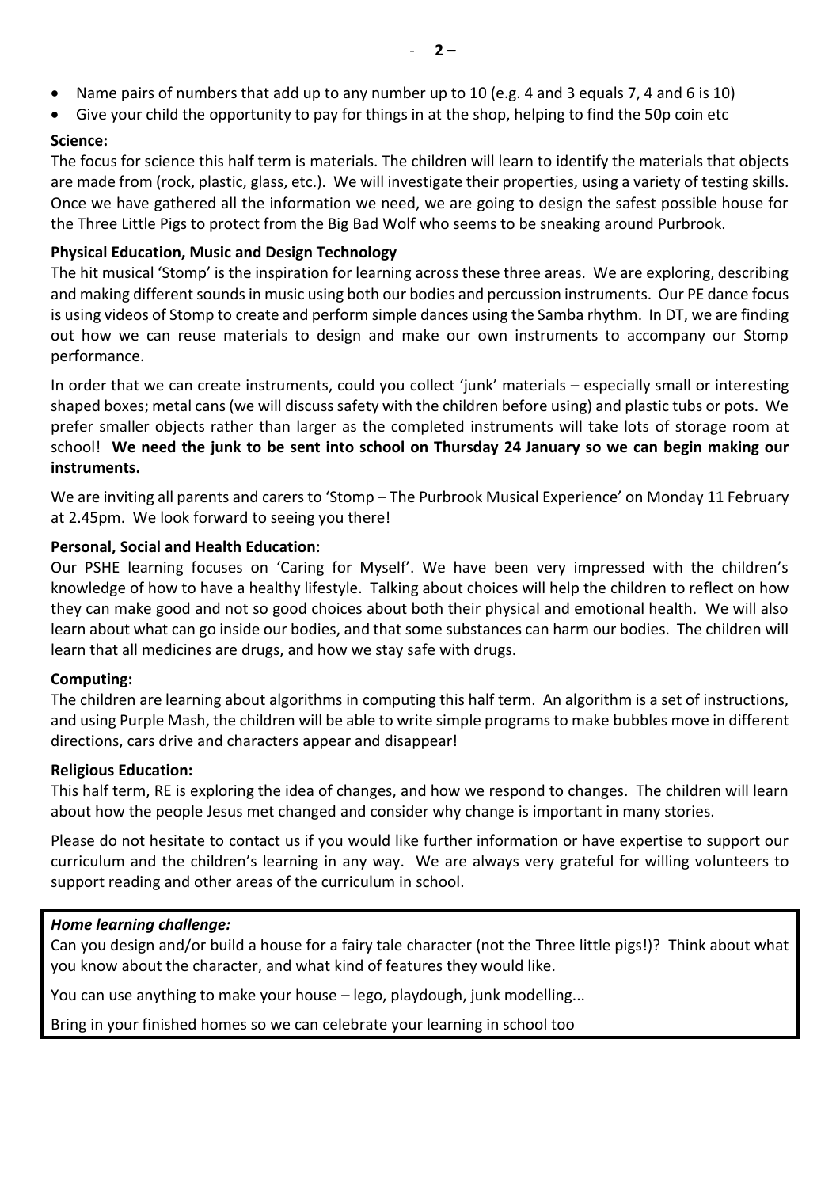- Name pairs of numbers that add up to any number up to 10 (e.g. 4 and 3 equals 7, 4 and 6 is 10)
- Give your child the opportunity to pay for things in at the shop, helping to find the 50p coin etc

**Science:**

The focus for science this half term is materials. The children will learn to identify the materials that objects are made from (rock, plastic, glass, etc.). We will investigate their properties, using a variety of testing skills. Once we have gathered all the information we need, we are going to design the safest possible house for the Three Little Pigs to protect from the Big Bad Wolf who seems to be sneaking around Purbrook.

**Physical Education, Music and Design Technology**

The hit musical 'Stomp' is the inspiration for learning across these three areas. We are exploring, describing and making different sounds in music using both our bodies and percussion instruments. Our PE dance focus is using videos of Stomp to create and perform simple dances using the Samba rhythm. In DT, we are finding out how we can reuse materials to design and make our own instruments to accompany our Stomp performance.

In order that we can create instruments, could you collect 'junk' materials – especially small or interesting shaped boxes; metal cans (we will discuss safety with the children before using) and plastic tubs or pots. We prefer smaller objects rather than larger as the completed instruments will take lots of storage room at school! **We need the junk to be sent into school on Thursday 24 January so we can begin making our instruments.**

We are inviting all parents and carers to 'Stomp – The Purbrook Musical Experience' on Monday 11 February at 2.45pm. We look forward to seeing you there!

**Personal, Social and Health Education:**

Our PSHE learning focuses on 'Caring for Myself'. We have been very impressed with the children's knowledge of how to have a healthy lifestyle. Talking about choices will help the children to reflect on how they can make good and not so good choices about both their physical and emotional health. We will also learn about what can go inside our bodies, and that some substances can harm our bodies. The children will learn that all medicines are drugs, and how we stay safe with drugs.

**Computing:**

The children are learning about algorithms in computing this half term. An algorithm is a set of instructions, and using Purple Mash, the children will be able to write simple programs to make bubbles move in different directions, cars drive and characters appear and disappear!

**Religious Education:**

This half term, RE is exploring the idea of changes, and how we respond to changes. The children will learn about how the people Jesus met changed and consider why change is important in many stories.

Please do not hesitate to contact us if you would like further information or have expertise to support our curriculum and the children's learning in any way. We are always very grateful for willing volunteers to support reading and other areas of the curriculum in school.

***Home learning challenge:***

Can you design and/or build a house for a fairy tale character (not the Three little pigs!)? Think about what you know about the character, and what kind of features they would like.

You can use anything to make your house – lego, playdough, junk modelling...

Bring in your finished homes so we can celebrate your learning in school too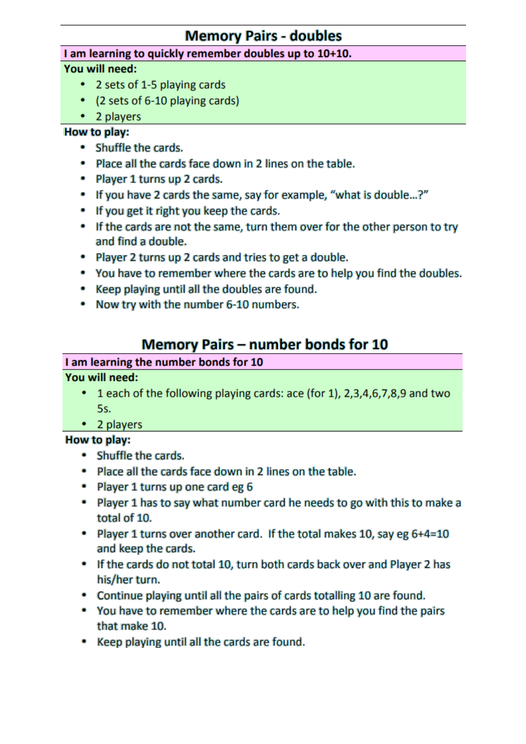## Memory Pairs - doubles

**I am learning to quickly remember doubles up to 10+10.**

**You will need:**

- 2 sets of 1-5 playing cards
- (2 sets of 6-10 playing cards)
- 2 players

**How to play:**

- Shuffle the cards.
- Place all the cards face down in 2 lines on the table.
- Player 1 turns up 2 cards.
- If you have 2 cards the same, say for example, "what is double…?"
- If you get it right you keep the cards.
- If the cards are not the same, turn them over for the other person to try and find a double.
- Player 2 turns up 2 cards and tries to get a double.
- You have to remember where the cards are to help you find the doubles.
- Keep playing until all the doubles are found.
- Now try with the number 6-10 numbers.

## Memory Pairs – number bonds for 10

**I am learning the number bonds for 10**

**You will need:**

- 1 each of the following playing cards: ace (for 1), 2,3,4,6,7,8,9 and two 5s.
- 2 players

**How to play:**

- Shuffle the cards.
- Place all the cards face down in 2 lines on the table.
- Player 1 turns up one card eg 6
- Player 1 has to say what number card he needs to go with this to make a total of 10.
- Player 1 turns over another card. If the total makes 10, say eg 6+4=10 and keep the cards.
- If the cards do not total 10, turn both cards back over and Player 2 has his/her turn.
- Continue playing until all the pairs of cards totalling 10 are found.
- You have to remember where the cards are to help you find the pairs that make 10.
- Keep playing until all the cards are found.